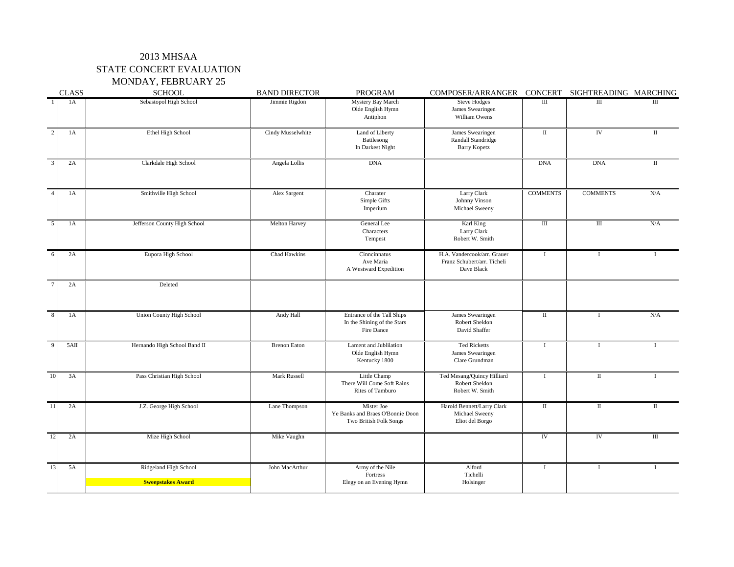# 2013 MHSAA
# STATE CONCERT EVALUATION
# MONDAY, FEBRUARY 25

| | CLASS | SCHOOL | BAND DIRECTOR | PROGRAM | COMPOSER/ARRANGER | CONCERT | SIGHTREADING | MARCHING |
|---|---|---|---|---|---|---|---|---|
| 1 | 1A | Sebastopol High School | Jimmie Rigdon | Mystery Bay March<br>Olde English Hymn<br>Antiphon | Steve Hodges<br>James Swearingen<br>William Owens | III | III | III |
| 2 | 1A | Ethel High School | Cindy Musselwhite | Land of Liberty<br>Battlesong<br>In Darkest Night | James Swearingen<br>Randall Standridge<br>Barry Kopetz | II | IV | II |
| 3 | 2A | Clarkdale High School | Angela Lollis | DNA | | DNA | DNA | II |
| 4 | 1A | Smithville High School | Alex Sargent | Charater<br>Simple Gifts<br>Imperium | Larry Clark<br>Johnny Vinson<br>Michael Sweeny | COMMENTS | COMMENTS | N/A |
| 5 | 1A | Jefferson County High School | Melton Harvey | General Lee<br>Characters<br>Tempest | Karl King<br>Larry Clark<br>Robert W. Smith | III | III | N/A |
| 6 | 2A | Eupora High School | Chad Hawkins | Cinncinnatus<br>Ave Maria<br>A Westward Expedition | H.A. Vandercook/arr. Grauer<br>Franz Schubert/arr. Ticheli<br>Dave Black | I | I | I |
| 7 | 2A | Deleted | | | | | | |
| 8 | 1A | Union County High School | Andy Hall | Entrance of the Tall Ships<br>In the Shining of the Stars<br>Fire Dance | James Swearingen<br>Robert Sheldon<br>David Shaffer | II | I | N/A |
| 9 | 5AII | Hernando High School Band II | Brenon Eaton | Lament and Jublilation<br>Olde English Hymn<br>Kentucky 1800 | Ted Ricketts<br>James Swearingen<br>Clare Grundman | I | I | I |
| 10 | 3A | Pass Christian High School | Mark Russell | Little Champ<br>There Will Come Soft Rains<br>Rites of Tamburo | Ted Mesang/Quincy Hilliard<br>Robert Sheldon<br>Robert W. Smith | I | II | I |
| 11 | 2A | J.Z. George High School | Lane Thompson | Mister Joe<br>Ye Banks and Braes O'Bonnie Doon<br>Two British Folk Songs | Harold Bennett/Larry Clark<br>Michael Sweeny<br>Eliot del Borgo | II | II | II |
| 12 | 2A | Mize High School | Mike Vaughn | | | IV | IV | III |
| 13 | 5A | Ridgeland High School<br>**Sweepstakes Award** | John MacArthur | Army of the Nile<br>Fortress<br>Elegy on an Evening Hymn | Alford<br>Tichelli<br>Holsinger | I | I | I |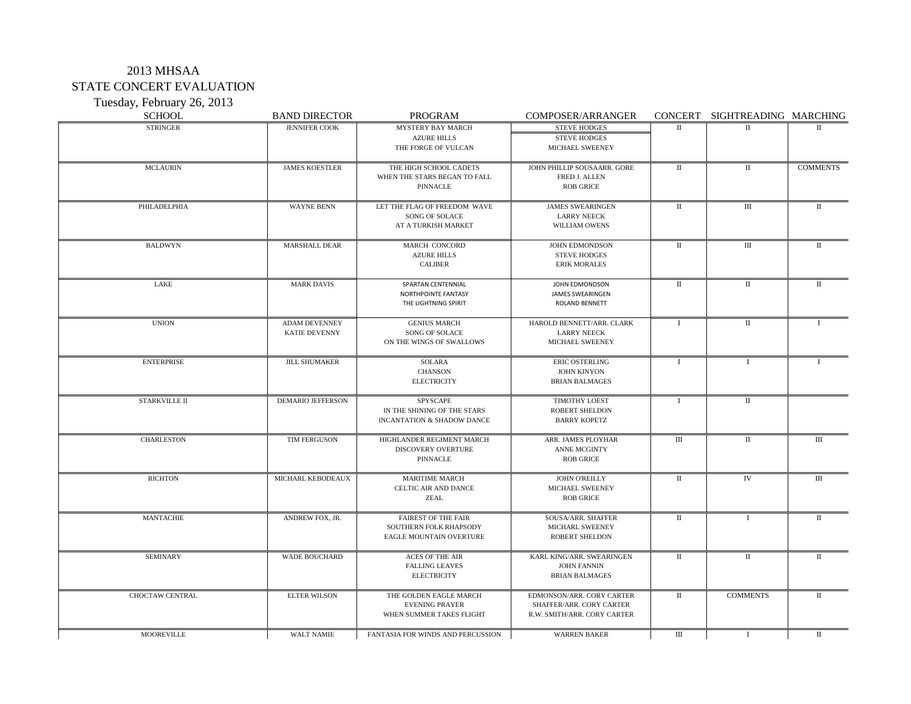2013 MHSAA
STATE CONCERT EVALUATION
Tuesday, February 26, 2013

| SCHOOL | BAND DIRECTOR | PROGRAM | COMPOSER/ARRANGER | CONCERT | SIGHTREADING | MARCHING |
|---|---|---|---|---|---|---|
| STRINGER | JENNIFER COOK | MYSTERY BAY MARCH<br>AZURE HILLS<br>THE FORGE OF VULCAN | STEVE HODGES<br>STEVE HODGES<br>MICHAEL SWEENEY | II | II | II |
| MCLAURIN | JAMES KOESTLER | THE HIGH SCHOOL CADETS<br>WHEN THE STARS BEGAN TO FALL<br>PINNACLE | JOHN PHILLIP SOUSAARR. GORE<br>FRED J. ALLEN<br>ROB GRICE | II | II | COMMENTS |
| PHILADELPHIA | WAYNE BENN | LET THE FLAG OF FREEDOM WAVE<br>SONG OF SOLACE<br>AT A TURKISH MARKET | JAMES SWEARINGEN<br>LARRY NEECK<br>WILLIAM OWENS | II | III | II |
| BALDWYN | MARSHALL DEAR | MARCH CONCORD<br>AZURE HILLS<br>CALIBER | JOHN EDMONDSON<br>STEVE HODGES<br>ERIK MORALES | II | III | II |
| LAKE | MARK DAVIS | SPARTAN CENTENNIAL<br>NORTHPOINTE FANTASY<br>THE LIGHTNING SPIRIT | JOHN EDMONDSON<br>JAMES SWEARINGEN<br>ROLAND BENNETT | II | II | II |
| UNION | ADAM DEVENNEY<br>KATIE DEVENNY | GENIUS MARCH<br>SONG OF SOLACE<br>ON THE WINGS OF SWALLOWS | HAROLD BENNETT/ARR. CLARK<br>LARRY NEECK<br>MICHAEL SWEENEY | I | II | I |
| ENTERPRISE | JILL SHUMAKER | SOLARA<br>CHANSON<br>ELECTRICITY | ERIC OSTERLING<br>JOHN KINYON<br>BRIAN BALMAGES | I | I | I |
| STARKVILLE II | DEMARIO JEFFERSON | SPYSCAPE<br>IN THE SHINING OF THE STARS<br>INCANTATION & SHADOW DANCE | TIMOTHY LOEST<br>ROBERT SHELDON<br>BARRY KOPETZ | I | II | |
| CHARLESTON | TIM FERGUSON | HIGHLANDER REGIMENT MARCH<br>DISCOVERY OVERTURE<br>PINNACLE | ARR. JAMES PLOYHAR<br>ANNE MCGINTY<br>ROB GRICE | III | II | III |
| RICHTON | MICHARL KEBODEAUX | MARITIME MARCH<br>CELTIC AIR AND DANCE<br>ZEAL | JOHN O'REILLY<br>MICHAEL SWEENEY<br>ROB GRICE | II | IV | III |
| MANTACHIE | ANDREW FOX, JR. | FAIREST OF THE FAIR<br>SOUTHERN FOLK RHAPSODY<br>EAGLE MOUNTAIN OVERTURE | SOUSA/ARR. SHAFFER<br>MICHARL SWEENEY<br>ROBERT SHELDON | II | I | II |
| SEMINARY | WADE BOUCHARD | ACES OF THE AIR<br>FALLING LEAVES<br>ELECTRICITY | KARL KING/ARR. SWEARINGEN<br>JOHN FANNIN<br>BRIAN BALMAGES | II | II | II |
| CHOCTAW CENTRAL | ELTER WILSON | THE GOLDEN EAGLE MARCH<br>EVENING PRAYER<br>WHEN SUMMER TAKES FLIGHT | EDMONSON/ARR. CORY CARTER<br>SHAFFER/ARR. CORY CARTER<br>R.W. SMITH/ARR. CORY CARTER | II | COMMENTS | II |
| MOOREVILLE | WALT NAMIE | FANTASIA FOR WINDS AND PERCUSSION | WARREN BAKER | III | I | II |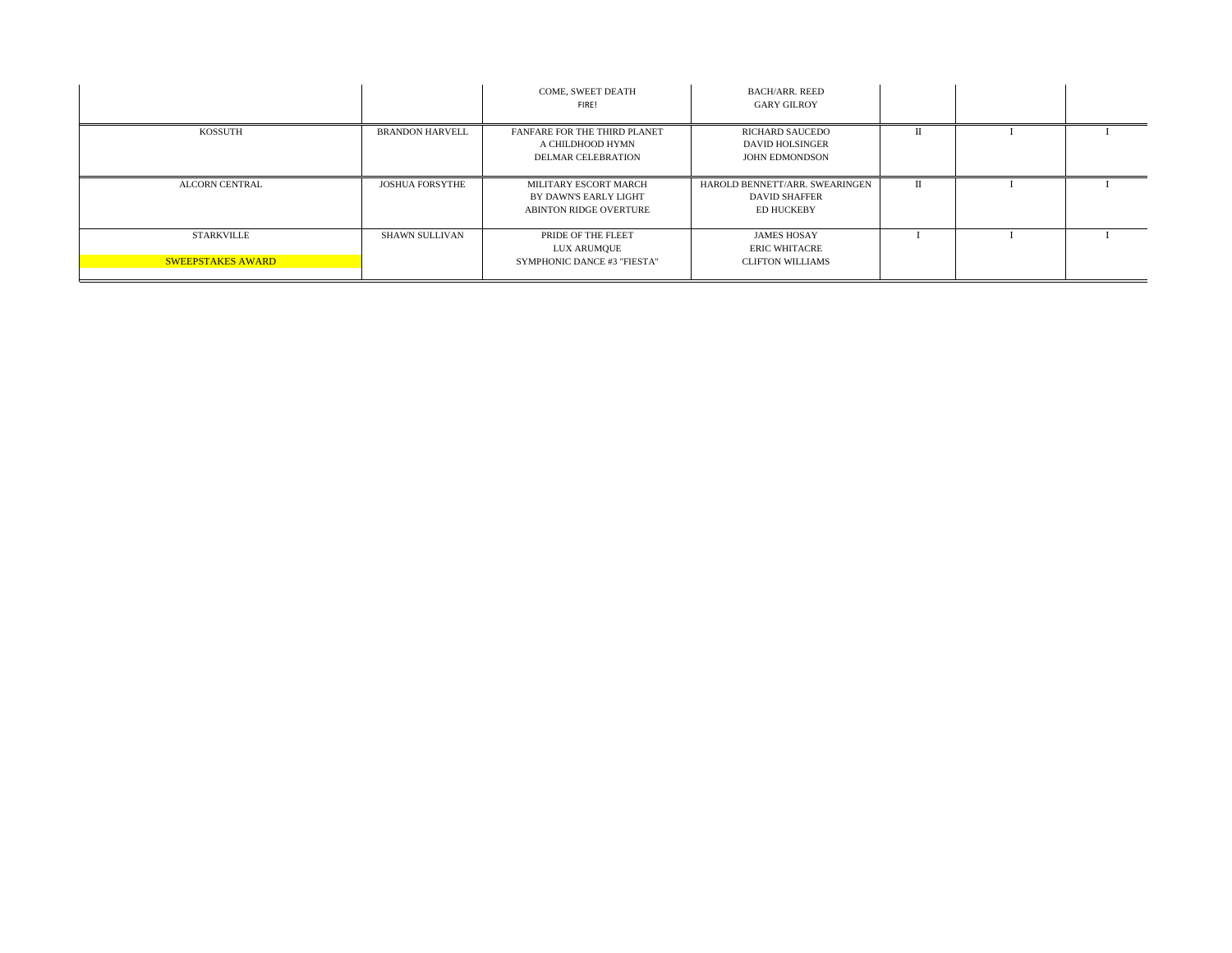| | | | | | | |
|---|---|---|---|---|---|---|
| | | COME, SWEET DEATH<br>FIRE! | BACH/ARR. REED<br>GARY GILROY | | | |
| KOSSUTH | BRANDON HARVELL | FANFARE FOR THE THIRD PLANET<br>A CHILDHOOD HYMN<br>DELMAR CELEBRATION | RICHARD SAUCEDO<br>DAVID HOLSINGER<br>JOHN EDMONDSON | II | I | I |
| ALCORN CENTRAL | JOSHUA FORSYTHE | MILITARY ESCORT MARCH<br>BY DAWN'S EARLY LIGHT<br>ABINTON RIDGE OVERTURE | HAROLD BENNETT/ARR. SWEARINGEN<br>DAVID SHAFFER<br>ED HUCKEBY | II | I | I |
| STARKVILLE<br><br>SWEEPSTAKES AWARD | SHAWN SULLIVAN | PRIDE OF THE FLEET<br>LUX ARUMQUE<br>SYMPHONIC DANCE #3 "FIESTA" | JAMES HOSAY<br>ERIC WHITACRE<br>CLIFTON WILLIAMS | I | I | I |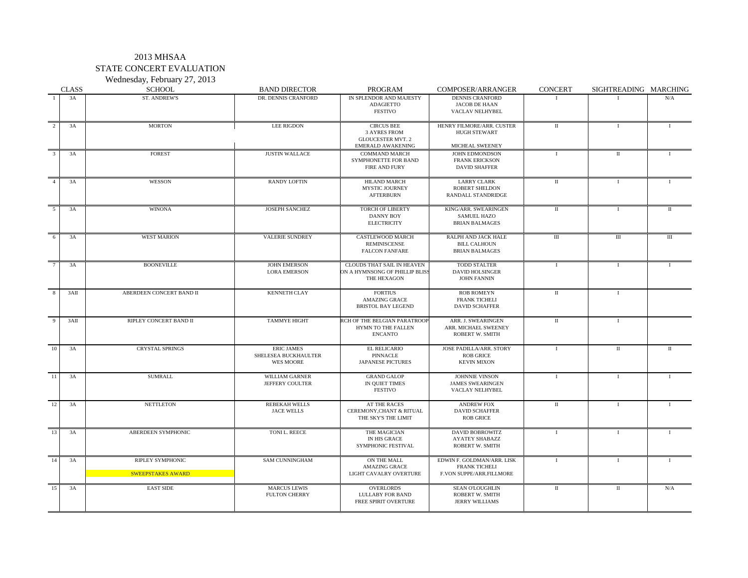2013 MHSAA

STATE CONCERT EVALUATION

Wednesday, February 27, 2013

| | CLASS | SCHOOL | BAND DIRECTOR | PROGRAM | COMPOSER/ARRANGER | CONCERT | SIGHTREADING | MARCHING |
|---|---|---|---|---|---|---|---|---|
| 1 | 3A | ST. ANDREW'S | DR. DENNIS CRANFORD | IN SPLENDOR AND MAJESTY<br>ADAGIETTO<br>FESTIVO | DENNIS CRANFORD<br>JACOB DE HAAN<br>VACLAV NELHYBEL | I | I | N/A |
| 2 | 3A | MORTON | LEE RIGDON | CIRCUS BEE<br>3 AYRES FROM<br>GLOUCESTER MVT. 2<br>EMERALD AWAKENING | HENRY FILMORE/ARR. CUSTER<br>HUGH STEWART<br><br>MICHEAL SWEENEY | II | I | I |
| 3 | 3A | FOREST | JUSTIN WALLACE | COMMAND MARCH<br>SYMPHONETTE FOR BAND<br>FIRE AND FURY | JOHN EDMONDSON<br>FRANK ERICKSON<br>DAVID SHAFFER | I | II | I |
| 4 | 3A | WESSON | RANDY LOFTIN | HILAND MARCH<br>MYSTIC JOURNEY<br>AFTERBURN | LARRY CLARK<br>ROBERT SHELDON<br>RANDALL STANDRIDGE | II | I | I |
| 5 | 3A | WINONA | JOSEPH SANCHEZ | TORCH OF LIBERTY<br>DANNY BOY<br>ELECTRICITY | KING/ARR. SWEARINGEN<br>SAMUEL HAZO<br>BRIAN BALMAGES | II | I | II |
| 6 | 3A | WEST MARION | VALERIE SUNDREY | CASTLEWOOD MARCH<br>REMINISCENSE<br>FALCON FANFARE | RALPH AND JACK HALE<br>BILL CALHOUN<br>BRIAN BALMAGES | III | III | III |
| 7 | 3A | BOONEVILLE | JOHN EMERSON<br>LORA EMERSON | CLOUDS THAT SAIL IN HEAVEN<br>ON A HYMNSONG OF PHILLIP BLISS<br>THE HEXAGON | TODD STALTER<br>DAVID HOLSINGER<br>JOHN FANNIN | I | I | I |
| 8 | 3AII | ABERDEEN CONCERT BAND II | KENNETH CLAY | FORTIUS<br>AMAZING GRACE<br>BRISTOL BAY LEGEND | ROB ROMEYN<br>FRANK TICHELI<br>DAVID SCHAFFER | II | I | |
| 9 | 3AII | RIPLEY CONCERT BAND II | TAMMYE HIGHT | RCH OF THE BELGIAN PARATROOP<br>HYMN TO THE FALLEN<br>ENCANTO | ARR. J. SWEARINGEN<br>ARR. MICHAEL SWEENEY<br>ROBERT W. SMITH | II | I | |
| 10 | 3A | CRYSTAL SPRINGS | ERIC JAMES<br>SHELESEA BUCKHAULTER<br>WES MOORE | EL RELICARIO<br>PINNACLE<br>JAPANESE PICTURES | JOSE PADILLA/ARR. STORY<br>ROB GRICE<br>KEVIN MIXON | I | II | II |
| 11 | 3A | SUMRALL | WILLIAM GARNER<br>JEFFERY COULTER | GRAND GALOP<br>IN QUIET TIMES<br>FESTIVO | JOHNNIE VINSON<br>JAMES SWEARINGEN<br>VACLAY NELHYBEL | I | I | I |
| 12 | 3A | NETTLETON | REBEKAH WELLS<br>JACE WELLS | AT THE RACES<br>CEREMONY,CHANT & RITUAL<br>THE SKY'S THE LIMIT | ANDREW FOX<br>DAVID SCHAFFER<br>ROB GRICE | II | I | I |
| 13 | 3A | ABERDEEN SYMPHONIC | TONI L. REECE | THE MAGICIAN<br>IN HIS GRACE<br>SYMPHONIC FESTIVAL | DAVID BOBROWITZ<br>AYATEY SHABAZZ<br>ROBERT W. SMITH | I | I | I |
| 14 | 3A | RIPLEY SYMPHONIC<br><br>SWEEPSTAKES AWARD | SAM CUNNINGHAM | ON THE MALL<br>AMAZING GRACE<br>LIGHT CAVALRY OVERTURE | EDWIN F. GOLDMAN/ARR. LISK<br>FRANK TICHELI<br>F.VON SUPPE/ARR.FILLMORE | I | I | I |
| 15 | 3A | EAST SIDE | MARCUS LEWIS<br>FULTON CHERRY | OVERLORDS<br>LULLABY FOR BAND<br>FREE SPIRIT OVERTURE | SEAN O'LOUGHLIN<br>ROBERT W. SMITH<br>JERRY WILLIAMS | II | II | N/A |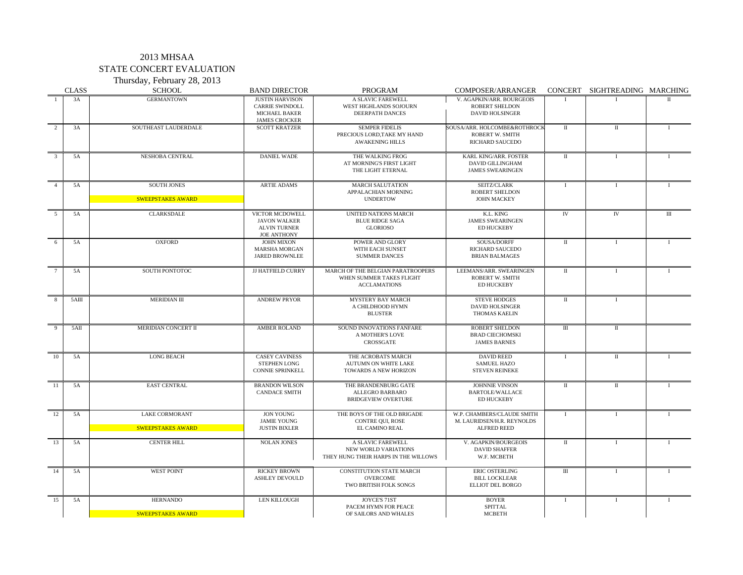2013 MHSAA

STATE CONCERT EVALUATION

Thursday, February 28, 2013

| | CLASS | SCHOOL | BAND DIRECTOR | PROGRAM | COMPOSER/ARRANGER | CONCERT | SIGHTREADING | MARCHING |
|---|---|---|---|---|---|---|---|---|
| 1 | 3A | GERMANTOWN | JUSTIN HARVISON<br>CARRIE SWINDOLL<br>MICHAEL BAKER<br>JAMES CROCKER | A SLAVIC FAREWELL<br>WEST HIGHLANDS SOJOURN<br>DEERPATH DANCES | V. AGAPKIN/ARR. BOURGEOIS<br>ROBERT SHELDON<br>DAVID HOLSINGER | I | I | II |
| 2 | 3A | SOUTHEAST LAUDERDALE | SCOTT KRATZER | SEMPER FIDELIS<br>PRECIOUS LORD,TAKE MY HAND<br>AWAKENING HILLS | SOUSA/ARR. HOLCOMBE&ROTHROCK<br>ROBERT W. SMITH<br>RICHARD SAUCEDO | II | II | I |
| 3 | 5A | NESHOBA CENTRAL | DANIEL WADE | THE WALKING FROG<br>AT MORNING'S FIRST LIGHT<br>THE LIGHT ETERNAL | KARL KING/ARR. FOSTER<br>DAVID GILLINGHAM<br>JAMES SWEARINGEN | II | I | I |
| 4 | 5A | SOUTH JONES<br>SWEEPSTAKES AWARD | ARTIE ADAMS | MARCH SALUTATION<br>APPALACHIAN MORNING<br>UNDERTOW | SEITZ/CLARK<br>ROBERT SHELDON<br>JOHN MACKEY | I | I | I |
| 5 | 5A | CLARKSDALE | VICTOR MCDOWELL<br>JAVON WALKER<br>ALVIN TURNER<br>JOE ANTHONY | UNITED NATIONS MARCH<br>BLUE RIDGE SAGA<br>GLORIOSO | K.L. KING<br>JAMES SWEARINGEN<br>ED HUCKEBY | IV | IV | III |
| 6 | 5A | OXFORD | JOHN MIXON<br>MARSHA MORGAN<br>JARED BROWNLEE | POWER AND GLORY<br>WITH EACH SUNSET<br>SUMMER DANCES | SOUSA/DORFF<br>RICHARD SAUCEDO<br>BRIAN BALMAGES | II | I | I |
| 7 | 5A | SOUTH PONTOTOC | JJ HATFIELD CURRY | MARCH OF THE BELGIAN PARATROOPERS<br>WHEN SUMMER TAKES FLIGHT<br>ACCLAMATIONS | LEEMANS/ARR. SWEARINGEN<br>ROBERT W. SMITH<br>ED HUCKEBY | II | I | I |
| 8 | 5AIII | MERIDIAN III | ANDREW PRYOR | MYSTERY BAY MARCH<br>A CHILDHOOD HYMN<br>BLUSTER | STEVE HODGES<br>DAVID HOLSINGER<br>THOMAS KAELIN | II | I | |
| 9 | 5AII | MERIDIAN CONCERT II | AMBER ROLAND | SOUND INNOVATIONS FANFARE<br>A MOTHER'S LOVE<br>CROSSGATE | ROBERT SHELDON<br>BRAD CIECHOMSKI<br>JAMES BARNES | III | II | |
| 10 | 5A | LONG BEACH | CASEY CAVINESS<br>STEPHEN LONG<br>CONNIE SPRINKELL | THE ACROBATS MARCH<br>AUTUMN ON WHITE LAKE<br>TOWARDS A NEW HORIZON | DAVID REED<br>SAMUEL HAZO<br>STEVEN REINEKE | I | II | I |
| 11 | 5A | EAST CENTRAL | BRANDON WILSON<br>CANDACE SMITH | THE BRANDENBURG GATE<br>ALLEGRO BARBARO<br>BRIDGEVIEW OVERTURE | JOHNNIE VINSON<br>BARTOLE/WALLACE<br>ED HUCKEBY | II | II | I |
| 12 | 5A | LAKE CORMORANT<br>SWEEPSTAKES AWARD | JON YOUNG<br>JAMIE YOUNG<br>JUSTIN BIXLER | THE BOYS OF THE OLD BRIGADE<br>CONTRE QUI, ROSE<br>EL CAMINO REAL | W.P. CHAMBERS/CLAUDE SMITH<br>M. LAURIDSEN/H.R. REYNOLDS<br>ALFRED REED | I | I | I |
| 13 | 5A | CENTER HILL | NOLAN JONES | A SLAVIC FAREWELL<br>NEW WORLD VARIATIONS<br>THEY HUNG THEIR HARPS IN THE WILLOWS | V. AGAPKIN/BOURGEOIS<br>DAVID SHAFFER<br>W.F. MCBETH | II | I | I |
| 14 | 5A | WEST POINT | RICKEY BROWN<br>ASHLEY DEVOULD | CONSTITUTION STATE MARCH<br>OVERCOME<br>TWO BRITISH FOLK SONGS | ERIC OSTERLING<br>BILL LOCKLEAR<br>ELLIOT DEL BORGO | III | I | I |
| 15 | 5A | HERNANDO<br>SWEEPSTAKES AWARD | LEN KILLOUGH | JOYCE'S 71ST<br>PACEM HYMN FOR PEACE<br>OF SAILORS AND WHALES | BOYER<br>SPITTAL<br>MCBETH | I | I | I |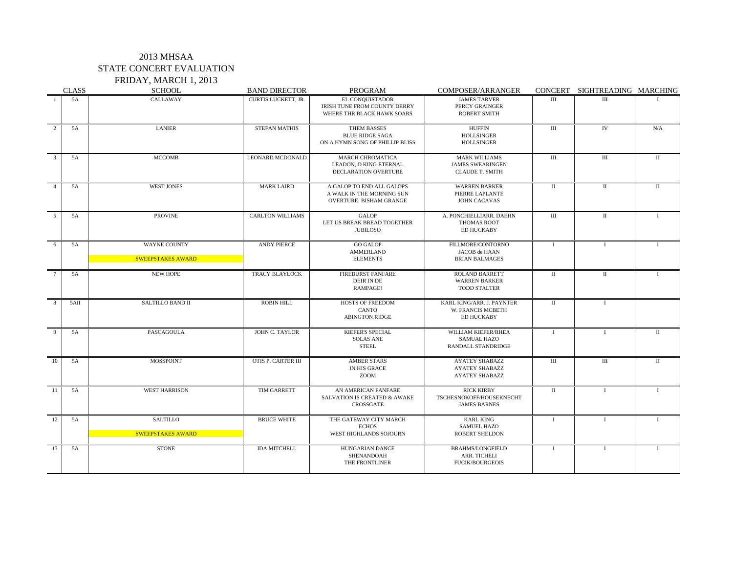# 2013 MHSAA
## STATE CONCERT EVALUATION
### FRIDAY, MARCH 1, 2013

| | CLASS | SCHOOL | BAND DIRECTOR | PROGRAM | COMPOSER/ARRANGER | CONCERT | SIGHTREADING | MARCHING |
|---|---|---|---|---|---|---|---|---|
| 1 | 5A | CALLAWAY | CURTIS LUCKETT, JR. | EL CONQUISTADOR<br>IRISH TUNE FROM COUNTY DERRY<br>WHERE THR BLACK HAWK SOARS | JAMES TARVER<br>PERCY GRAINGER<br>ROBERT SMITH | III | III | I |
| 2 | 5A | LANIER | STEFAN MATHIS | THEM BASSES<br>BLUE RIDGE SAGA<br>ON A HYMN SONG OF PHILLIP BLISS | HUFFIN<br>HOLLSINGER<br>HOLLSINGER | III | IV | N/A |
| 3 | 5A | MCCOMB | LEONARD MCDONALD | MARCH CHROMATICA<br>LEADON, O KING ETERNAL<br>DECLARATION OVERTURE | MARK WILLIAMS<br>JAMES SWEARINGEN<br>CLAUDE T. SMITH | III | III | II |
| 4 | 5A | WEST JONES | MARK LAIRD | A GALOP TO END ALL GALOPS<br>A WALK IN THE MORNING SUN<br>OVERTURE: BISHAM GRANGE | WARREN BARKER<br>PIERRE LAPLANTE<br>JOHN CACAVAS | II | II | II |
| 5 | 5A | PROVINE | CARLTON WILLIAMS | GALOP<br>LET US BREAK BREAD TOGETHER<br>JUBILOSO | A. PONCHIELLIARR. DAEHN<br>THOMAS ROOT<br>ED HUCKABY | III | II | I |
| 6 | 5A | WAYNE COUNTY<br>SWEEPSTAKES AWARD | ANDY PIERCE | GO GALOP<br>AMMERLAND<br>ELEMENTS | FILLMORE/CONTORNO<br>JACOB de HAAN<br>BRIAN BALMAGES | I | I | I |
| 7 | 5A | NEW HOPE | TRACY BLAYLOCK | FIREBURST FANFARE<br>DEIR IN DE<br>RAMPAGE! | ROLAND BARRETT<br>WARREN BARKER<br>TODD STALTER | II | II | I |
| 8 | 5AII | SALTILLO BAND II | ROBIN HILL | HOSTS OF FREEDOM<br>CANTO<br>ABINGTON RIDGE | KARL KING/ARR. J. PAYNTER<br>W. FRANCIS MCBETH<br>ED HUCKABY | II | I | |
| 9 | 5A | PASCAGOULA | JOHN C. TAYLOR | KIEFER'S SPECIAL<br>SOLAS ANE<br>STEEL | WILLIAM KIEFER/RHEA<br>SAMUAL HAZO<br>RANDALL STANDRIDGE | I | I | II |
| 10 | 5A | MOSSPOINT | OTIS P. CARTER III | AMBER STARS<br>IN HIS GRACE<br>ZOOM | AYATEY SHABAZZ<br>AYATEY SHABAZZ<br>AYATEY SHABAZZ | III | III | II |
| 11 | 5A | WEST HARRISON | TIM GARRETT | AN AMERICAN FANFARE<br>SALVATION IS CREATED & AWAKE<br>CROSSGATE | RICK KIRBY<br>TSCHESNOKOFF/HOUSEKNECHT<br>JAMES BARNES | II | I | I |
| 12 | 5A | SALTILLO<br>SWEEPSTAKES AWARD | BRUCE WHITE | THE GATEWAY CITY MARCH<br>ECHOS<br>WEST HIGHLANDS SOJOURN | KARL KING<br>SAMUEL HAZO<br>ROBERT SHELDON | I | I | I |
| 13 | 5A | STONE | IDA MITCHELL | HUNGARIAN DANCE<br>SHENANDOAH<br>THE FRONTLINER | BRAHMS/LONGFIELD<br>ARR. TICHELI<br>FUCIK/BOURGEOIS | I | I | I |